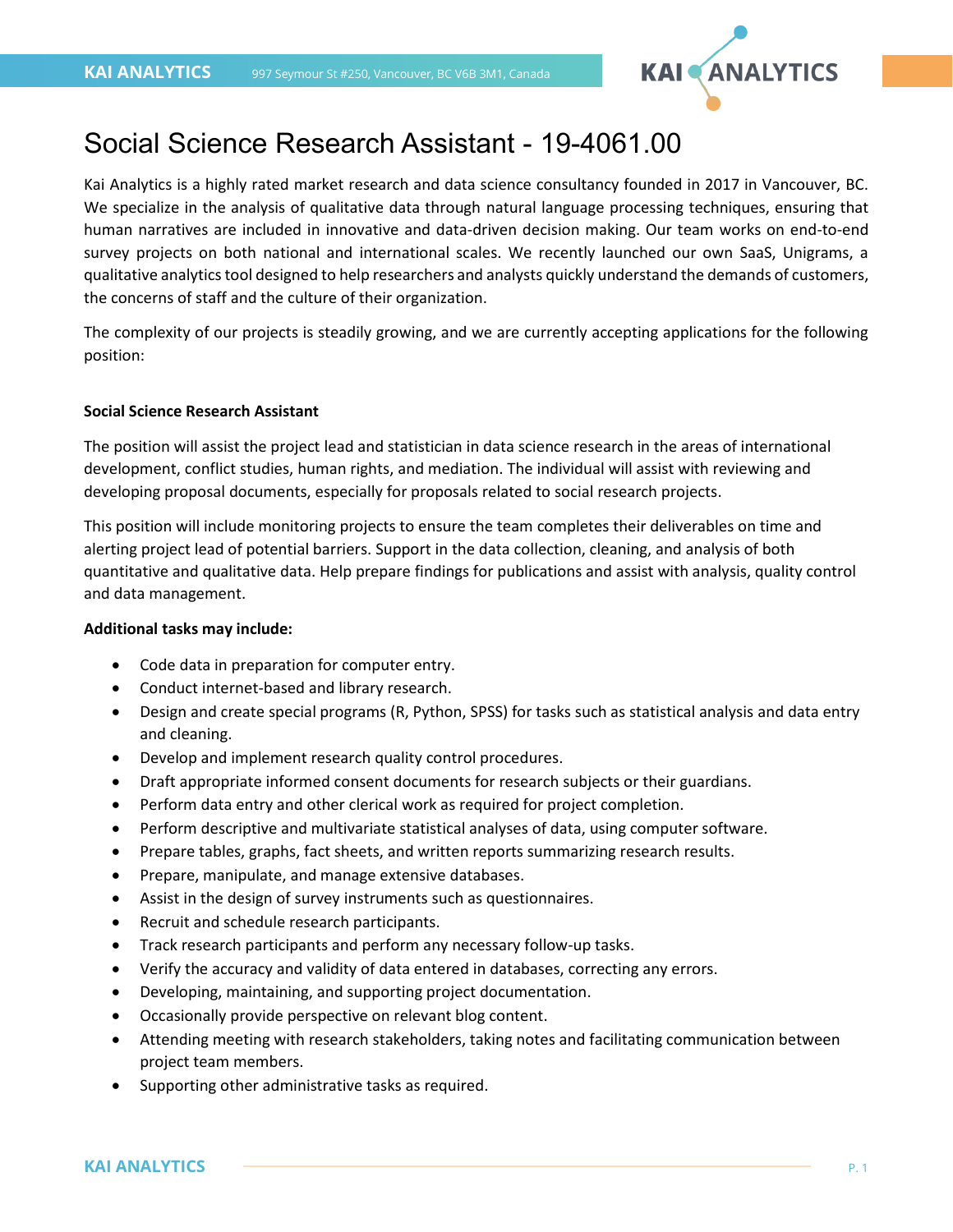# Social Science Research Assistant - 19-4061.00

Kai Analytics is a highly rated market research and data science consultancy founded in 2017 in Vancouver, BC. We specialize in the analysis of qualitative data through natural language processing techniques, ensuring that human narratives are included in innovative and data-driven decision making. Our team works on end-to-end survey projects on both national and international scales. We recently launched our own SaaS, Unigrams, a qualitative analytics tool designed to help researchers and analysts quickly understand the demands of customers, the concerns of staff and the culture of their organization.

The complexity of our projects is steadily growing, and we are currently accepting applications for the following position:

**Social Science Research Assistant**

The position will assist the project lead and statistician in data science research in the areas of international development, conflict studies, human rights, and mediation. The individual will assist with reviewing and developing proposal documents, especially for proposals related to social research projects.

This position will include monitoring projects to ensure the team completes their deliverables on time and alerting project lead of potential barriers. Support in the data collection, cleaning, and analysis of both quantitative and qualitative data. Help prepare findings for publications and assist with analysis, quality control and data management.

**Additional tasks may include:**

- Code data in preparation for computer entry.
- Conduct internet-based and library research.
- Design and create special programs (R, Python, SPSS) for tasks such as statistical analysis and data entry and cleaning.
- Develop and implement research quality control procedures.
- Draft appropriate informed consent documents for research subjects or their guardians.
- Perform data entry and other clerical work as required for project completion.
- Perform descriptive and multivariate statistical analyses of data, using computer software.
- Prepare tables, graphs, fact sheets, and written reports summarizing research results.
- Prepare, manipulate, and manage extensive databases.
- Assist in the design of survey instruments such as questionnaires.
- Recruit and schedule research participants.
- Track research participants and perform any necessary follow-up tasks.
- Verify the accuracy and validity of data entered in databases, correcting any errors.
- Developing, maintaining, and supporting project documentation.
- Occasionally provide perspective on relevant blog content.
- Attending meeting with research stakeholders, taking notes and facilitating communication between project team members.
- Supporting other administrative tasks as required.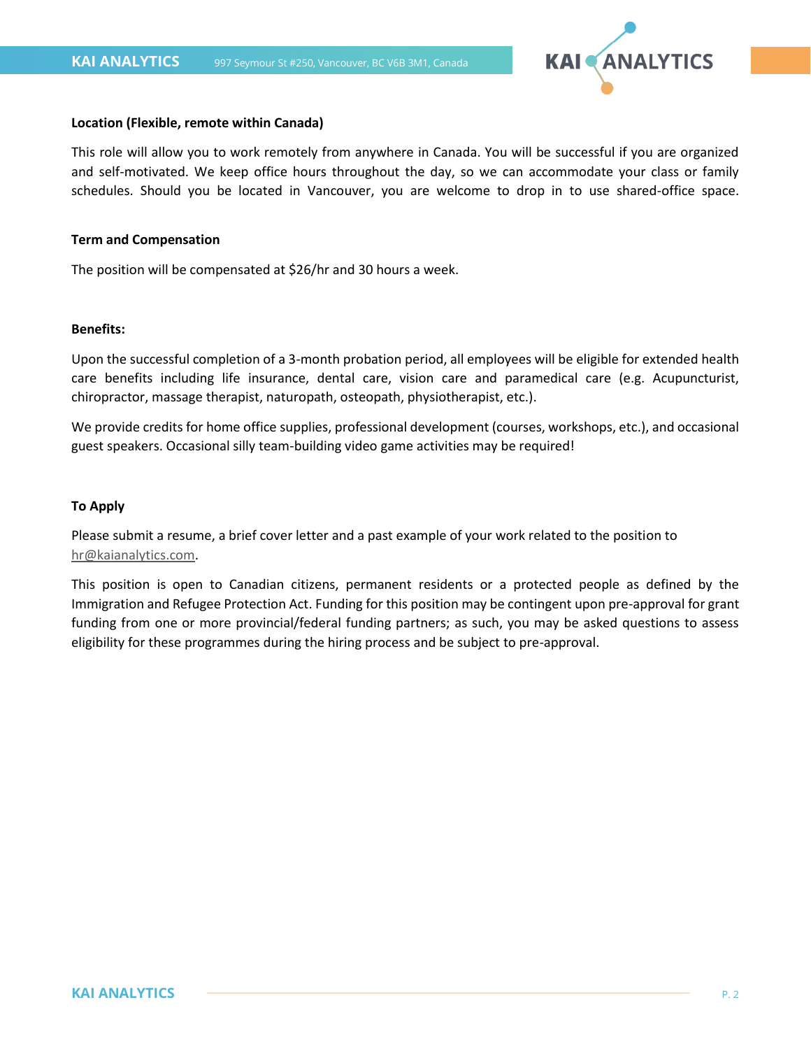**Location (Flexible, remote within Canada)**

This role will allow you to work remotely from anywhere in Canada. You will be successful if you are organized and self-motivated. We keep office hours throughout the day, so we can accommodate your class or family schedules. Should you be located in Vancouver, you are welcome to drop in to use shared-office space.

**Term and Compensation**

The position will be compensated at $26/hr and 30 hours a week.

**Benefits:**

Upon the successful completion of a 3-month probation period, all employees will be eligible for extended health care benefits including life insurance, dental care, vision care and paramedical care (e.g. Acupuncturist, chiropractor, massage therapist, naturopath, osteopath, physiotherapist, etc.).

We provide credits for home office supplies, professional development (courses, workshops, etc.), and occasional guest speakers. Occasional silly team-building video game activities may be required!

**To Apply**

Please submit a resume, a brief cover letter and a past example of your work related to the position to hr@kaianalytics.com.

This position is open to Canadian citizens, permanent residents or a protected people as defined by the Immigration and Refugee Protection Act. Funding for this position may be contingent upon pre-approval for grant funding from one or more provincial/federal funding partners; as such, you may be asked questions to assess eligibility for these programmes during the hiring process and be subject to pre-approval.